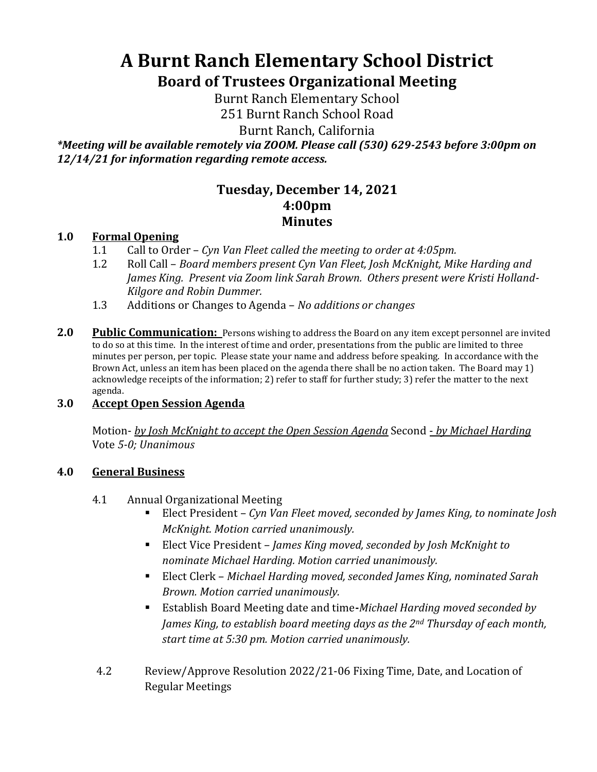# A Burnt Ranch Elementary School District

## Board of Trustees Organizational Meeting

Burnt Ranch Elementary School
251 Burnt Ranch School Road
Burnt Ranch, California

***Meeting will be available remotely via ZOOM. Please call (530) 629-2543 before 3:00pm on 12/14/21 for information regarding remote access.***

### Tuesday, December 14, 2021
### 4:00pm
### Minutes

**1.0 Formal Opening**

- 1.1 Call to Order – *Cyn Van Fleet called the meeting to order at 4:05pm.*
- 1.2 Roll Call – *Board members present Cyn Van Fleet, Josh McKnight, Mike Harding and James King. Present via Zoom link Sarah Brown. Others present were Kristi Holland-Kilgore and Robin Dummer.*
- 1.3 Additions or Changes to Agenda – *No additions or changes*

**2.0 Public Communication:** Persons wishing to address the Board on any item except personnel are invited to do so at this time. In the interest of time and order, presentations from the public are limited to three minutes per person, per topic. Please state your name and address before speaking. In accordance with the Brown Act, unless an item has been placed on the agenda there shall be no action taken. The Board may 1) acknowledge receipts of the information; 2) refer to staff for further study; 3) refer the matter to the next agenda.

**3.0 Accept Open Session Agenda**

Motion- *by Josh McKnight to accept the Open Session Agenda* Second *- by Michael Harding*
Vote *5-0; Unanimous*

**4.0 General Business**

4.1 Annual Organizational Meeting

- Elect President – *Cyn Van Fleet moved, seconded by James King, to nominate Josh McKnight. Motion carried unanimously.*
- Elect Vice President – *James King moved, seconded by Josh McKnight to nominate Michael Harding. Motion carried unanimously.*
- Elect Clerk – *Michael Harding moved, seconded James King, nominated Sarah Brown. Motion carried unanimously.*
- Establish Board Meeting date and time-*Michael Harding moved seconded by James King, to establish board meeting days as the 2nd Thursday of each month, start time at 5:30 pm. Motion carried unanimously.*

4.2 Review/Approve Resolution 2022/21-06 Fixing Time, Date, and Location of Regular Meetings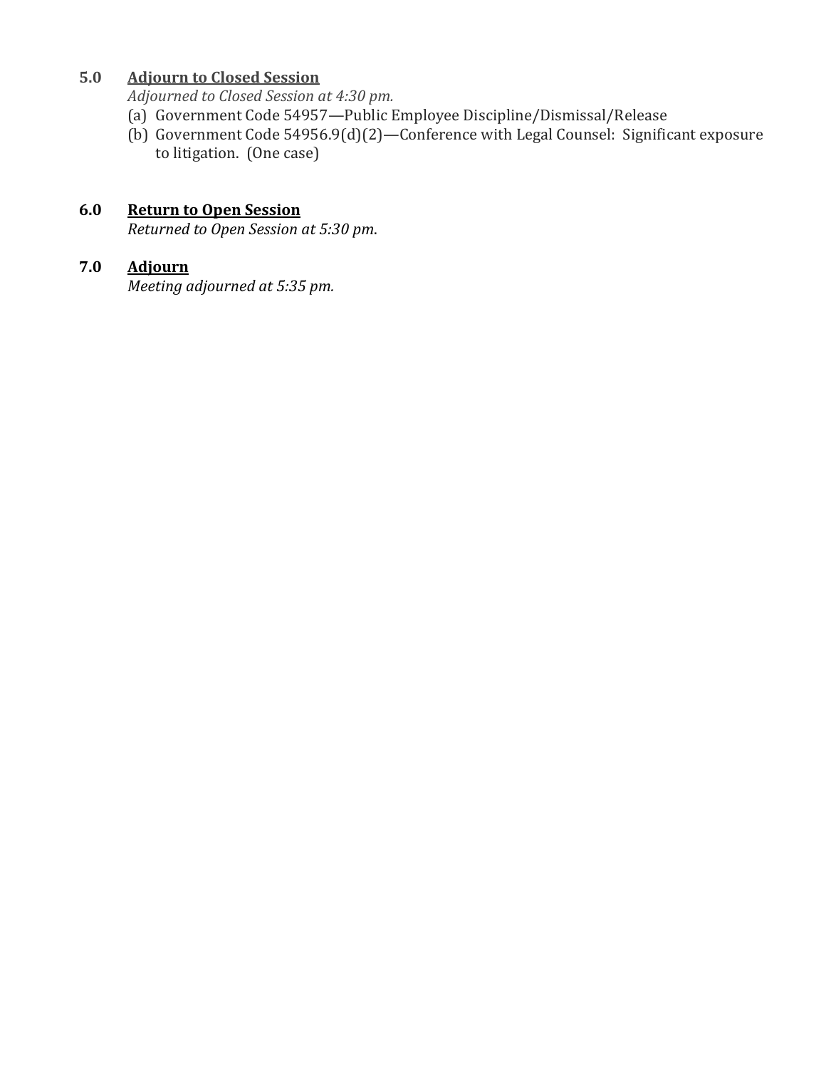**5.0 <u>Adjourn to Closed Session</u>**

*Adjourned to Closed Session at 4:30 pm.*

(a) Government Code 54957—Public Employee Discipline/Dismissal/Release

(b) Government Code 54956.9(d)(2)—Conference with Legal Counsel: Significant exposure to litigation. (One case)

**6.0 <u>Return to Open Session</u>**

*Returned to Open Session at 5:30 pm*.

**7.0 <u>Adjourn</u>**

*Meeting adjourned at 5:35 pm.*